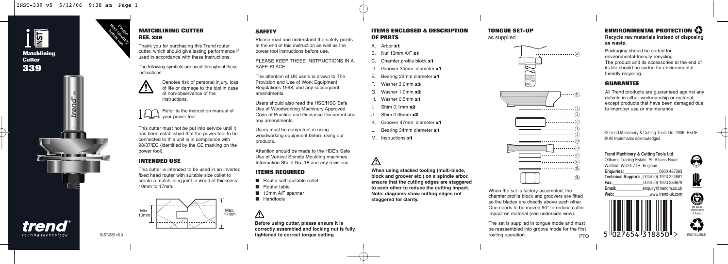# Matchlining Cutter 339

Please read carefully before use

## MATCHLINING CUTTER REF. 339

Thank you for purchasing this Trend router cutter, which should give lasting performance if used in accordance with these instructions.

The following symbols are used throughout these instructions.

⚠ Denotes risk of personal injury, loss of life or damage to the tool in case of non-observance of the instructions.

Refer to the instruction manual of your power tool.

This cutter must not be put into service until it has been established that the power tool to be connected to this unit is in compliance with 98/37/EC (identified by the CE marking on the power tool).

## INTENDED USE

This cutter is intended to be used in an inverted fixed head router with suitable size collet to create a matchlining joint in wood of thickness 10mm to 17mm.

Min. 10mm  Max. 17mm

INST/339 v5.0

## SAFETY

Please read and understand the safety points at the end of this instruction as well as the power tool instructions before use.

PLEASE KEEP THESE INSTRUCTIONS IN A SAFE PLACE.

The attention of UK users is drawn to The Provision and Use of Work Equipment Regulations 1998, and any subsequent amendments.

Users should also read the HSE/HSC Safe Use of Woodworking Machinery Approved Code of Practice and Guidance Document and any amendments.

Users must be competent in using woodworking equipment before using our products.

Attention should be made to the HSE's Safe Use of Vertical Spindle Moulding machines Information Sheet No. 18 and any revisions.

## ITEMS REQUIRED

- Router with suitable collet
- Router table
- 13mm A/F spanner
- Handtools

⚠ **Before using cutter, please ensure it is correctly assembled and locking nut is fully tightened to correct torque setting**

## ITEMS ENCLOSED & DESCRIPTION OF PARTS

A. Arbor **x1**
B. Nut 13mm A/F **x1**
C. Chamfer profile block **x1**
D. Groover 34mm diameter **x1**
E. Bearing 22mm diameter **x1**
F. Washer 3.0mm **x3**
G. Washer 1.0mm **x2**
H. Washer 0.5mm **x1**
I. Shim 0.1mm **x2**
J. Shim 0.05mm **x2**
K. Groover 47mm diameter **x1**
L. Bearing 34mm diameter **x1**
M. Instructions **x1**

⚠ **When using stacked tooling (multi-blade, block and groover etc.) on a spindle arbor, ensure that the cutting edges are staggered to each other to reduce the cutting impact. Note: diagrams show cutting edges not staggered for clarity.**

## TONGUE SET-UP

as supplied

A, C, I, J, E, I, J, H, D, F, G, G, B

When the set is factory assembled, the chamfer profile block and groovers are fitted so the blades are directly above each other. One needs to be moved 90° to reduce cutter impact on material (see underside view).

The set is supplied in tongue mode and must be reassembled into groove mode for the first routing operation.

PTO

## ENVIRONMENTAL PROTECTION

**Recycle raw materials instead of disposing as waste.**

Packaging should be sorted for environmental-friendly recycling.
The product and its accessories at the end of its life should be sorted for environmental-friendly recycling.

## GUARANTEE

All Trend products are guaranteed against any defects in either workmanship or material, except products that have been damaged due to improper use or maintenance.

© Trend Machinery & Cutting Tools Ltd. 2006 E&OE
® All trademarks acknowledged

**Trend Machinery & Cutting Tools Ltd.**
Odhams Trading Estate St. Albans Road
Watford WD24 7TR England

**Enquiries:** 0800 487363
**Technical Support:** 0044 (0) 1923 224681
**Fax:** 0044 (0) 1923 236879
**Email:** enquiry@trendm.co.uk
**Web:** www.trend-uk.com

5 027654 318850 >

BS 20882 Stockholding & Supply

RECYCLABLE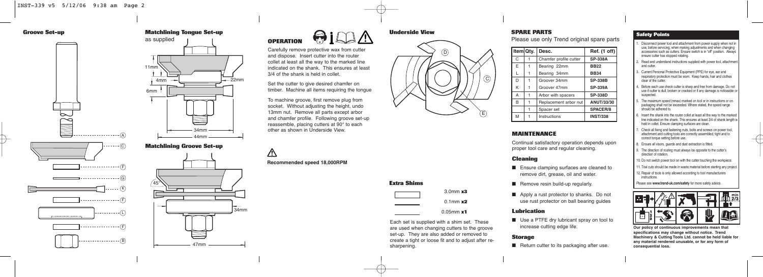## Groove Set-up

A

C

F

G

K

F

L

F

B

## Matchlining Tongue Set-up

as supplied

11mm

4mm

22mm

6mm

34mm

44mm

## Matchlining Groove Set-up

45°

34mm

47mm

## OPERATION

Carefully remove protective wax from cutter and dispose. Insert cutter into the router collet at least all the way to the marked line indicated on the shank. This ensures at least 3/4 of the shank is held in collet.

Set the cutter to give desired chamfer on timber. Machine all items requiring the tongue

To machine groove, first remove plug from socket. Without adjusting the height, undo 13mm nut. Remove all parts except arbor and chamfer profile. Following groove set-up reassemble, placing cutters at 90° to each other as shown in Underside View.

**Recommended speed 18,000RPM**

## Underside View

D

C

E

## Extra Shims

3.0mm **x3**

0.1mm **x2**

0.05mm **x1**

Each set is supplied with a shim set. These are used when changing cutters to the groove set-up. They are also added or removed to create a tight or loose fit and to adjust after re-sharpening.

## SPARE PARTS

Please use only Trend original spare parts

| Item | Qty. | Desc. | Ref. (1 off) |
|---|---|---|---|
| C | 1 | Chamfer profile cutter | **SP-338A** |
| E | 1 | Bearing 22mm | **BB22** |
| L | 1 | Bearing 34mm | **BB34** |
| D | 1 | Groover 34mm | **SP-338B** |
| K | 1 | Groover 47mm | **SP-339A** |
| A | 1 | Arbor with spacers | **SP-338D** |
| B | 1 | Replacement arbor nut | **ANUT/33/30** |
| | 1 | Spacer set | **SPACER/8** |
| M | 1 | Instructions | **INST/338** |

## MAINTENANCE

Continual satisfactory operation depends upon proper tool care and regular cleaning.

### Cleaning

- Ensure clamping surfaces are cleaned to remove dirt, grease, oil and water.
- Remove resin build-up regularly.
- Apply a rust protector to shanks. Do not use rust protector on ball bearing guides

### Lubrication

- Use a PTFE dry lubricant spray on tool to increase cutting edge life.

### Storage

- Return cutter to its packaging after use.

## Safety Points

1. Disconnect power tool and attachment from power supply when not in use, before servicing, when making adjustments and when changing accessories such as cutters. Ensure switch is in "off" position. Always ensure cutter has stopped rotating.
2. Read and understand instructions supplied with power tool, attachment and cutter.
3. Current Personal Protective Equipment (PPE) for eye, ear and respiratory protection must be worn. Keep hands, hair and clothes clear of the cutter.
4. Before each use check cutter is sharp and free from damage. Do not use if cutter is dull, broken or cracked or if any damage is noticeable or suspected.
5. The maximum speed (nmax) marked on tool or in instructions or on packaging shall not be exceeded. Where stated, the speed range should be adhered to.
6. Insert the shank into the router collet at least all the way to the marked line indicated on the shank. This ensures at least 3/4 of shank length is held in collet. Ensure clamping surfaces are clean.
7. Check all fixing and fastening nuts, bolts and screws on power tool, attachment and cutting tools are correctly assembled, tight and to correct torque setting before use.
8. Ensure all visors, guards and dust extraction is fitted.
9. The direction of routing must always be opposite to the cutter's direction of rotation.
10. Do not switch power tool on with the cutter touching the workpiece.
11. Trial cuts should be made in waste material before starting any project.
12. Repair of tools is only allowed according to tool manufacturers instructions.

Please see **www.trend-uk.com/safety** for more safety advice.

min 2/3

1/2

**Our policy of continuous improvements means that specifications may change without notice. Trend Machinery & Cutting Tools Ltd. cannot be held liable for any material rendered unusable, or for any form of consequential loss.**